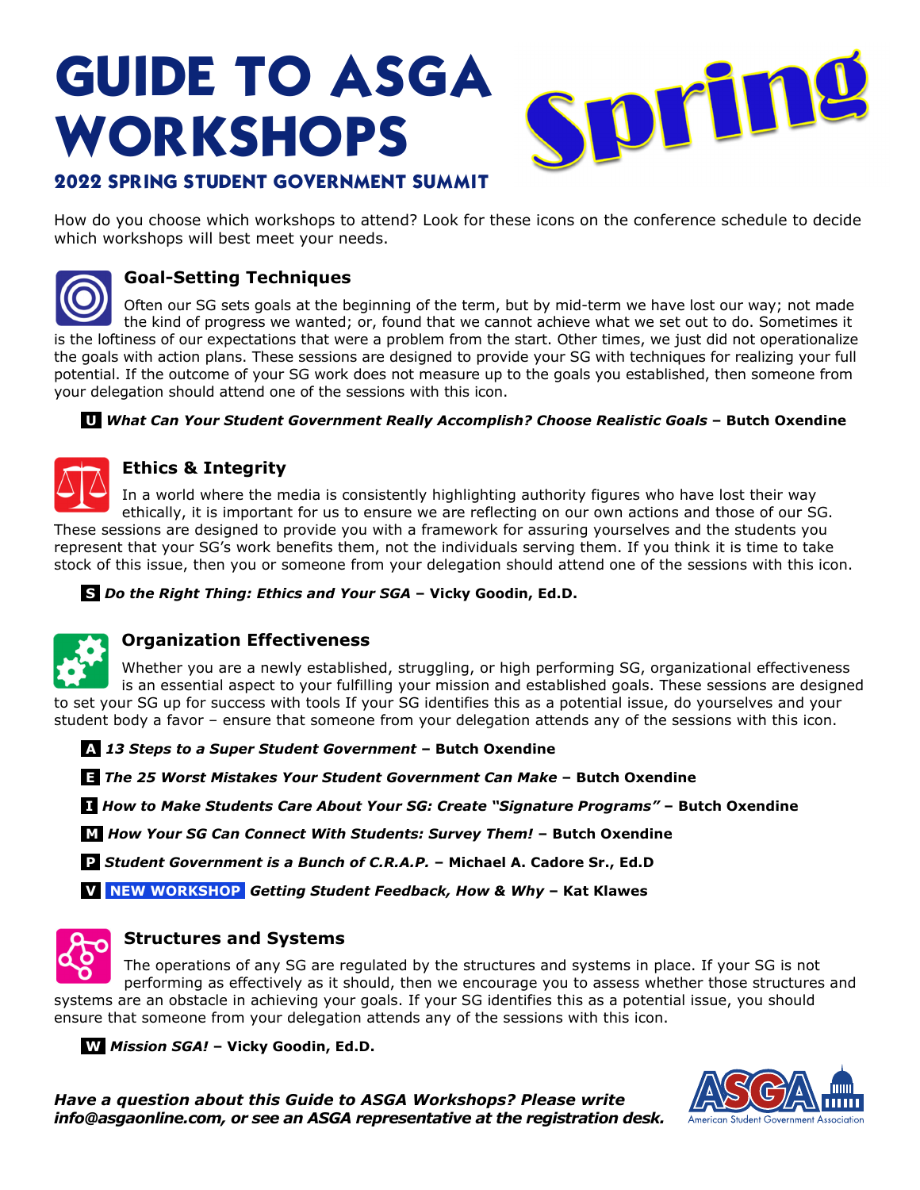# GUIDE TO ASGA WORKSHOPS

Spring

## 2022 SPRING STUDENT GOVERNMENT SUMMIT

How do you choose which workshops to attend? Look for these icons on the conference schedule to decide which workshops will best meet your needs.

### Goal-Setting Techniques

Often our SG sets goals at the beginning of the term, but by mid-term we have lost our way; not made the kind of progress we wanted; or, found that we cannot achieve what we set out to do. Sometimes it is the loftiness of our expectations that were a problem from the start. Other times, we just did not operationalize the goals with action plans. These sessions are designed to provide your SG with techniques for realizing your full potential. If the outcome of your SG work does not measure up to the goals you established, then someone from your delegation should attend one of the sessions with this icon.

- **U** ***What Can Your Student Government Really Accomplish? Choose Realistic Goals*** **– Butch Oxendine**

### Ethics & Integrity

In a world where the media is consistently highlighting authority figures who have lost their way ethically, it is important for us to ensure we are reflecting on our own actions and those of our SG. These sessions are designed to provide you with a framework for assuring yourselves and the students you represent that your SG's work benefits them, not the individuals serving them. If you think it is time to take stock of this issue, then you or someone from your delegation should attend one of the sessions with this icon.

- **S** ***Do the Right Thing: Ethics and Your SGA*** **– Vicky Goodin, Ed.D.**

### Organization Effectiveness

Whether you are a newly established, struggling, or high performing SG, organizational effectiveness is an essential aspect to your fulfilling your mission and established goals. These sessions are designed to set your SG up for success with tools If your SG identifies this as a potential issue, do yourselves and your student body a favor – ensure that someone from your delegation attends any of the sessions with this icon.

- **A** ***13 Steps to a Super Student Government*** **– Butch Oxendine**
- **E** ***The 25 Worst Mistakes Your Student Government Can Make*** **– Butch Oxendine**
- **I** ***How to Make Students Care About Your SG: Create "Signature Programs"*** **– Butch Oxendine**
- **M** ***How Your SG Can Connect With Students: Survey Them!*** **– Butch Oxendine**
- **P** ***Student Government is a Bunch of C.R.A.P.*** **– Michael A. Cadore Sr., Ed.D**
- **V** **NEW WORKSHOP** ***Getting Student Feedback, How & Why*** **– Kat Klawes**

### Structures and Systems

The operations of any SG are regulated by the structures and systems in place. If your SG is not performing as effectively as it should, then we encourage you to assess whether those structures and systems are an obstacle in achieving your goals. If your SG identifies this as a potential issue, you should ensure that someone from your delegation attends any of the sessions with this icon.

- **W** ***Mission SGA!*** **– Vicky Goodin, Ed.D.**

***Have a question about this Guide to ASGA Workshops? Please write info@asgaonline.com, or see an ASGA representative at the registration desk.***

ASGA American Student Government Association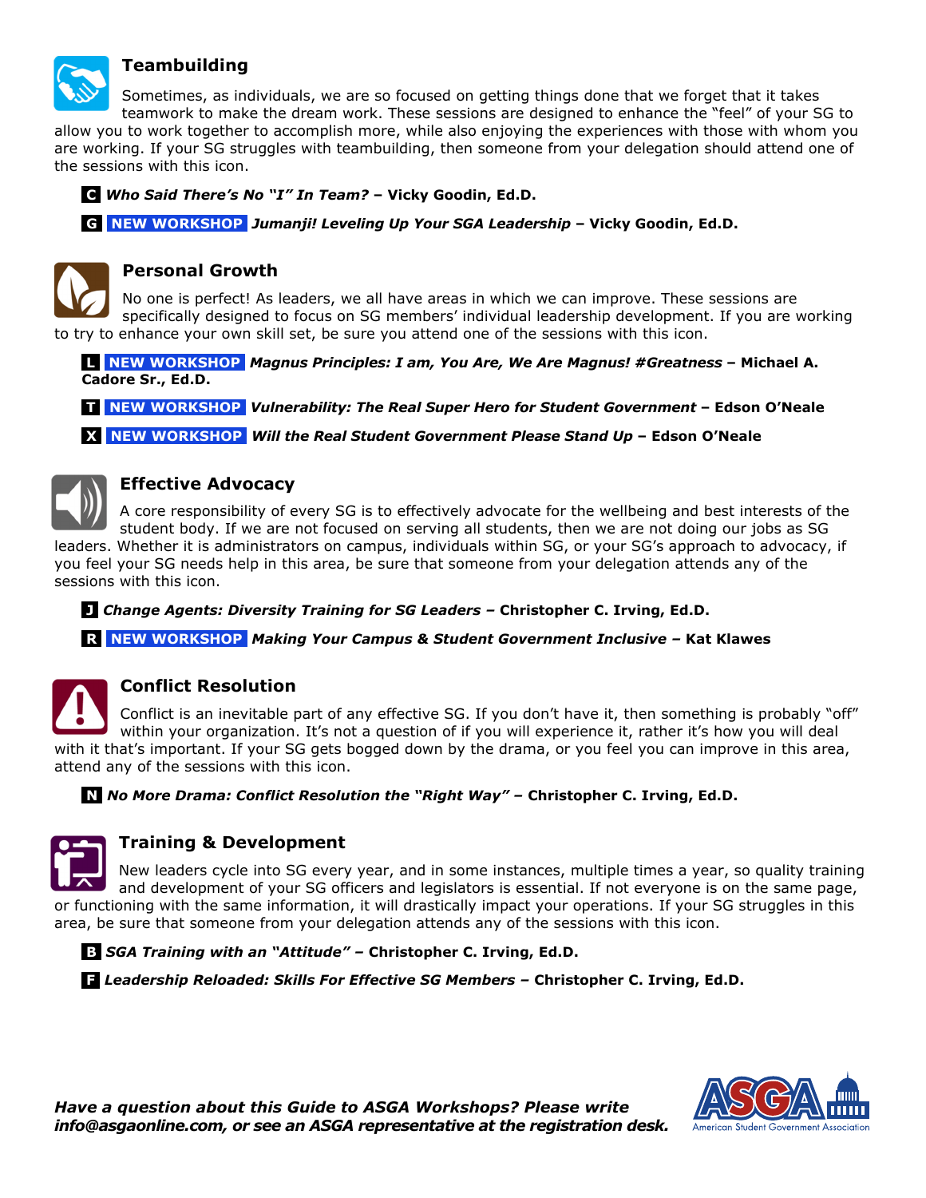## Teambuilding

Sometimes, as individuals, we are so focused on getting things done that we forget that it takes teamwork to make the dream work. These sessions are designed to enhance the "feel" of your SG to allow you to work together to accomplish more, while also enjoying the experiences with those with whom you are working. If your SG struggles with teambuilding, then someone from your delegation should attend one of the sessions with this icon.

**C** ***Who Said There's No "I" In Team?* – Vicky Goodin, Ed.D.**

**G** **NEW WORKSHOP** ***Jumanji! Leveling Up Your SGA Leadership* – Vicky Goodin, Ed.D.**

## Personal Growth

No one is perfect! As leaders, we all have areas in which we can improve. These sessions are specifically designed to focus on SG members' individual leadership development. If you are working to try to enhance your own skill set, be sure you attend one of the sessions with this icon.

**L** **NEW WORKSHOP** ***Magnus Principles: I am, You Are, We Are Magnus! #Greatness* – Michael A. Cadore Sr., Ed.D.**

**T** **NEW WORKSHOP** ***Vulnerability: The Real Super Hero for Student Government* – Edson O'Neale**

**X** **NEW WORKSHOP** ***Will the Real Student Government Please Stand Up* – Edson O'Neale**

## Effective Advocacy

A core responsibility of every SG is to effectively advocate for the wellbeing and best interests of the student body. If we are not focused on serving all students, then we are not doing our jobs as SG leaders. Whether it is administrators on campus, individuals within SG, or your SG's approach to advocacy, if you feel your SG needs help in this area, be sure that someone from your delegation attends any of the sessions with this icon.

**J** ***Change Agents: Diversity Training for SG Leaders* – Christopher C. Irving, Ed.D.**

**R** **NEW WORKSHOP** ***Making Your Campus & Student Government Inclusive* – Kat Klawes**

## Conflict Resolution

Conflict is an inevitable part of any effective SG. If you don't have it, then something is probably "off" within your organization. It's not a question of if you will experience it, rather it's how you will deal with it that's important. If your SG gets bogged down by the drama, or you feel you can improve in this area, attend any of the sessions with this icon.

**N** ***No More Drama: Conflict Resolution the "Right Way"* – Christopher C. Irving, Ed.D.**

## Training & Development

New leaders cycle into SG every year, and in some instances, multiple times a year, so quality training and development of your SG officers and legislators is essential. If not everyone is on the same page, or functioning with the same information, it will drastically impact your operations. If your SG struggles in this area, be sure that someone from your delegation attends any of the sessions with this icon.

**B** ***SGA Training with an "Attitude"* – Christopher C. Irving, Ed.D.**

**F** ***Leadership Reloaded: Skills For Effective SG Members* – Christopher C. Irving, Ed.D.**

***Have a question about this Guide to ASGA Workshops? Please write info@asgaonline.com, or see an ASGA representative at the registration desk.***

ASGA American Student Government Association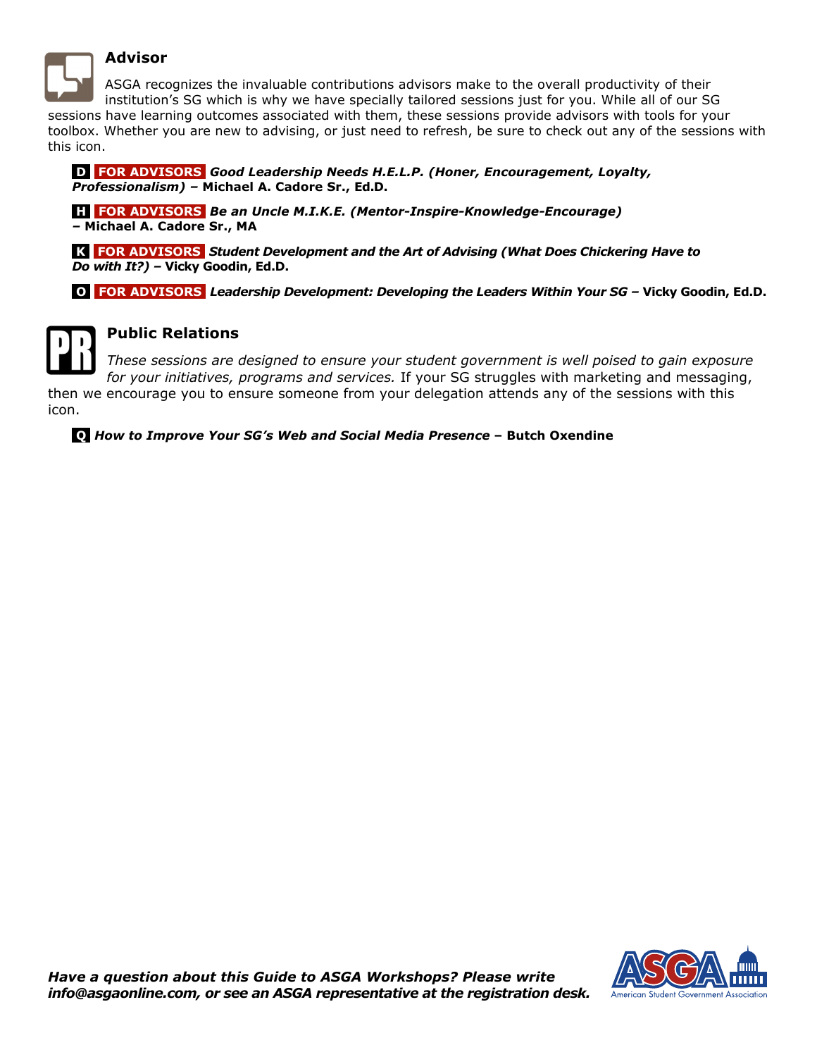## Advisor

ASGA recognizes the invaluable contributions advisors make to the overall productivity of their institution's SG which is why we have specially tailored sessions just for you. While all of our SG sessions have learning outcomes associated with them, these sessions provide advisors with tools for your toolbox. Whether you are new to advising, or just need to refresh, be sure to check out any of the sessions with this icon.

**D** **FOR ADVISORS** ***Good Leadership Needs H.E.L.P. (Honer, Encouragement, Loyalty, Professionalism)*** **– Michael A. Cadore Sr., Ed.D.**

**H** **FOR ADVISORS** ***Be an Uncle M.I.K.E. (Mentor-Inspire-Knowledge-Encourage)*** **– Michael A. Cadore Sr., MA**

**K** **FOR ADVISORS** ***Student Development and the Art of Advising (What Does Chickering Have to Do with It?)*** **– Vicky Goodin, Ed.D.**

**O** **FOR ADVISORS** ***Leadership Development: Developing the Leaders Within Your SG*** **– Vicky Goodin, Ed.D.**

## Public Relations

*These sessions are designed to ensure your student government is well poised to gain exposure for your initiatives, programs and services.* If your SG struggles with marketing and messaging, then we encourage you to ensure someone from your delegation attends any of the sessions with this icon.

**Q** ***How to Improve Your SG's Web and Social Media Presence*** **– Butch Oxendine**

***Have a question about this Guide to ASGA Workshops? Please write info@asgaonline.com, or see an ASGA representative at the registration desk.***

ASGA American Student Government Association